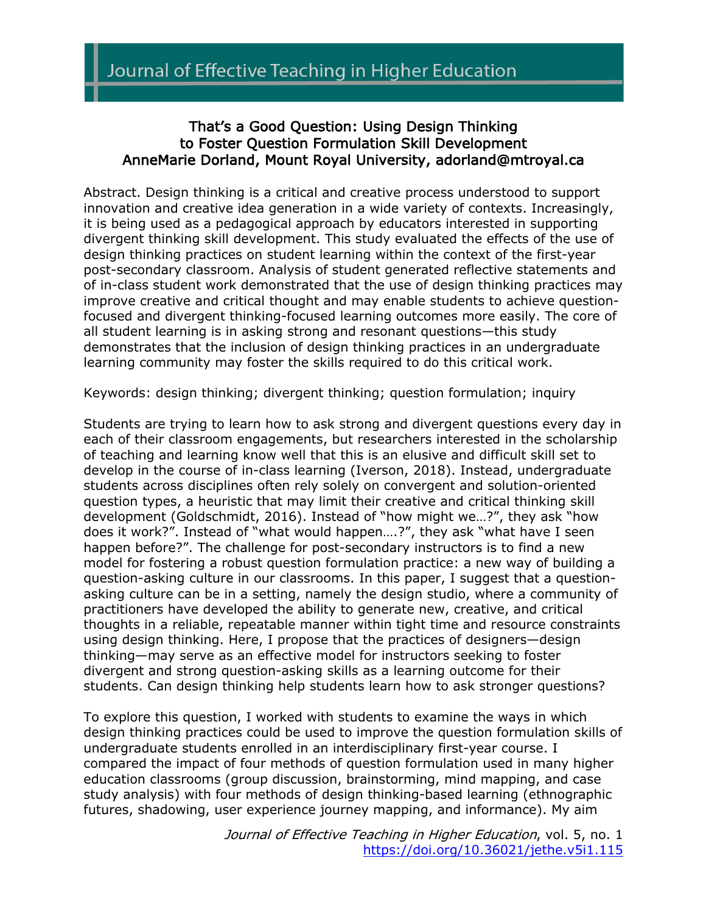# That's a Good Question: Using Design Thinking to Foster Question Formulation Skill Development

AnneMarie Dorland, Mount Royal University, adorland@mtroyal.ca

Abstract. Design thinking is a critical and creative process understood to support innovation and creative idea generation in a wide variety of contexts. Increasingly, it is being used as a pedagogical approach by educators interested in supporting divergent thinking skill development. This study evaluated the effects of the use of design thinking practices on student learning within the context of the first-year post-secondary classroom. Analysis of student generated reflective statements and of in-class student work demonstrated that the use of design thinking practices may improve creative and critical thought and may enable students to achieve question-focused and divergent thinking-focused learning outcomes more easily. The core of all student learning is in asking strong and resonant questions—this study demonstrates that the inclusion of design thinking practices in an undergraduate learning community may foster the skills required to do this critical work.

Keywords: design thinking; divergent thinking; question formulation; inquiry

Students are trying to learn how to ask strong and divergent questions every day in each of their classroom engagements, but researchers interested in the scholarship of teaching and learning know well that this is an elusive and difficult skill set to develop in the course of in-class learning (Iverson, 2018). Instead, undergraduate students across disciplines often rely solely on convergent and solution-oriented question types, a heuristic that may limit their creative and critical thinking skill development (Goldschmidt, 2016). Instead of "how might we…?", they ask "how does it work?". Instead of "what would happen….?", they ask "what have I seen happen before?". The challenge for post-secondary instructors is to find a new model for fostering a robust question formulation practice: a new way of building a question-asking culture in our classrooms. In this paper, I suggest that a question-asking culture can be in a setting, namely the design studio, where a community of practitioners have developed the ability to generate new, creative, and critical thoughts in a reliable, repeatable manner within tight time and resource constraints using design thinking. Here, I propose that the practices of designers—design thinking—may serve as an effective model for instructors seeking to foster divergent and strong question-asking skills as a learning outcome for their students. Can design thinking help students learn how to ask stronger questions?

To explore this question, I worked with students to examine the ways in which design thinking practices could be used to improve the question formulation skills of undergraduate students enrolled in an interdisciplinary first-year course. I compared the impact of four methods of question formulation used in many higher education classrooms (group discussion, brainstorming, mind mapping, and case study analysis) with four methods of design thinking-based learning (ethnographic futures, shadowing, user experience journey mapping, and informance). My aim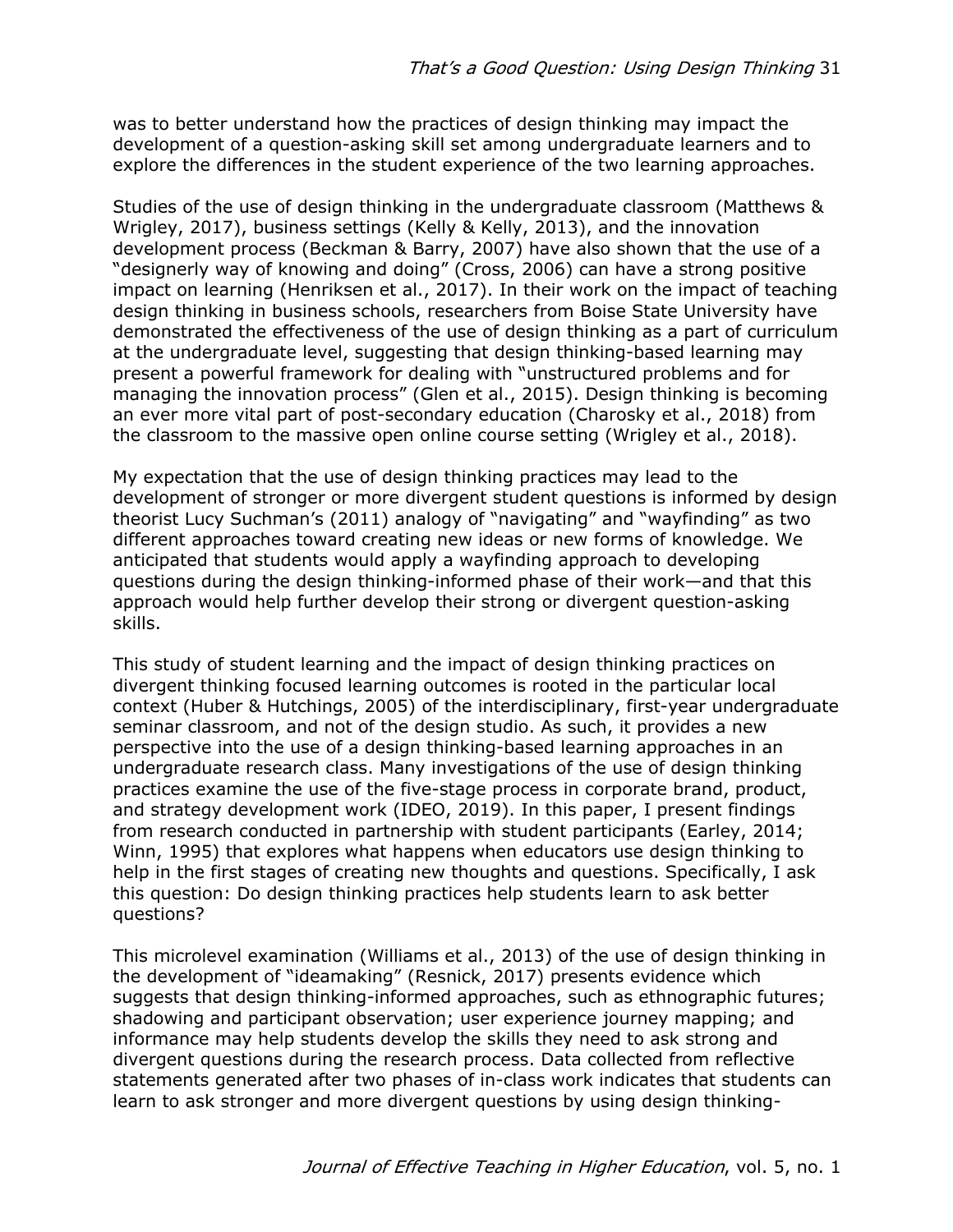was to better understand how the practices of design thinking may impact the development of a question-asking skill set among undergraduate learners and to explore the differences in the student experience of the two learning approaches.

Studies of the use of design thinking in the undergraduate classroom (Matthews & Wrigley, 2017), business settings (Kelly & Kelly, 2013), and the innovation development process (Beckman & Barry, 2007) have also shown that the use of a "designerly way of knowing and doing" (Cross, 2006) can have a strong positive impact on learning (Henriksen et al., 2017). In their work on the impact of teaching design thinking in business schools, researchers from Boise State University have demonstrated the effectiveness of the use of design thinking as a part of curriculum at the undergraduate level, suggesting that design thinking-based learning may present a powerful framework for dealing with "unstructured problems and for managing the innovation process" (Glen et al., 2015). Design thinking is becoming an ever more vital part of post-secondary education (Charosky et al., 2018) from the classroom to the massive open online course setting (Wrigley et al., 2018).

My expectation that the use of design thinking practices may lead to the development of stronger or more divergent student questions is informed by design theorist Lucy Suchman's (2011) analogy of "navigating" and "wayfinding" as two different approaches toward creating new ideas or new forms of knowledge. We anticipated that students would apply a wayfinding approach to developing questions during the design thinking-informed phase of their work—and that this approach would help further develop their strong or divergent question-asking skills.

This study of student learning and the impact of design thinking practices on divergent thinking focused learning outcomes is rooted in the particular local context (Huber & Hutchings, 2005) of the interdisciplinary, first-year undergraduate seminar classroom, and not of the design studio. As such, it provides a new perspective into the use of a design thinking-based learning approaches in an undergraduate research class. Many investigations of the use of design thinking practices examine the use of the five-stage process in corporate brand, product, and strategy development work (IDEO, 2019). In this paper, I present findings from research conducted in partnership with student participants (Earley, 2014; Winn, 1995) that explores what happens when educators use design thinking to help in the first stages of creating new thoughts and questions. Specifically, I ask this question: Do design thinking practices help students learn to ask better questions?

This microlevel examination (Williams et al., 2013) of the use of design thinking in the development of "ideamaking" (Resnick, 2017) presents evidence which suggests that design thinking-informed approaches, such as ethnographic futures; shadowing and participant observation; user experience journey mapping; and informance may help students develop the skills they need to ask strong and divergent questions during the research process. Data collected from reflective statements generated after two phases of in-class work indicates that students can learn to ask stronger and more divergent questions by using design thinking-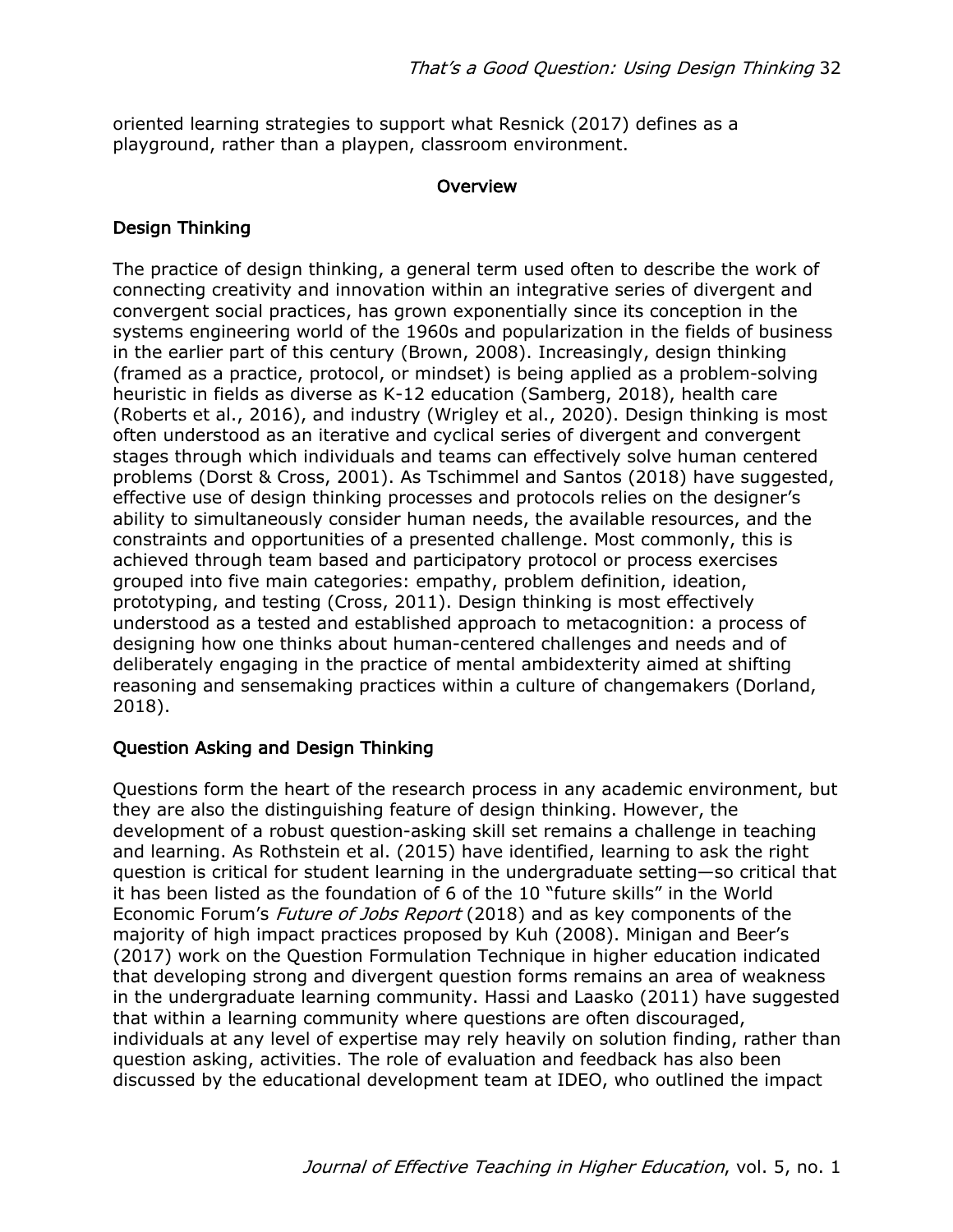oriented learning strategies to support what Resnick (2017) defines as a playground, rather than a playpen, classroom environment.

## Overview

### Design Thinking

The practice of design thinking, a general term used often to describe the work of connecting creativity and innovation within an integrative series of divergent and convergent social practices, has grown exponentially since its conception in the systems engineering world of the 1960s and popularization in the fields of business in the earlier part of this century (Brown, 2008). Increasingly, design thinking (framed as a practice, protocol, or mindset) is being applied as a problem-solving heuristic in fields as diverse as K-12 education (Samberg, 2018), health care (Roberts et al., 2016), and industry (Wrigley et al., 2020). Design thinking is most often understood as an iterative and cyclical series of divergent and convergent stages through which individuals and teams can effectively solve human centered problems (Dorst & Cross, 2001). As Tschimmel and Santos (2018) have suggested, effective use of design thinking processes and protocols relies on the designer's ability to simultaneously consider human needs, the available resources, and the constraints and opportunities of a presented challenge. Most commonly, this is achieved through team based and participatory protocol or process exercises grouped into five main categories: empathy, problem definition, ideation, prototyping, and testing (Cross, 2011). Design thinking is most effectively understood as a tested and established approach to metacognition: a process of designing how one thinks about human-centered challenges and needs and of deliberately engaging in the practice of mental ambidexterity aimed at shifting reasoning and sensemaking practices within a culture of changemakers (Dorland, 2018).

### Question Asking and Design Thinking

Questions form the heart of the research process in any academic environment, but they are also the distinguishing feature of design thinking. However, the development of a robust question-asking skill set remains a challenge in teaching and learning. As Rothstein et al. (2015) have identified, learning to ask the right question is critical for student learning in the undergraduate setting—so critical that it has been listed as the foundation of 6 of the 10 "future skills" in the World Economic Forum's *Future of Jobs Report* (2018) and as key components of the majority of high impact practices proposed by Kuh (2008). Minigan and Beer's (2017) work on the Question Formulation Technique in higher education indicated that developing strong and divergent question forms remains an area of weakness in the undergraduate learning community. Hassi and Laasko (2011) have suggested that within a learning community where questions are often discouraged, individuals at any level of expertise may rely heavily on solution finding, rather than question asking, activities. The role of evaluation and feedback has also been discussed by the educational development team at IDEO, who outlined the impact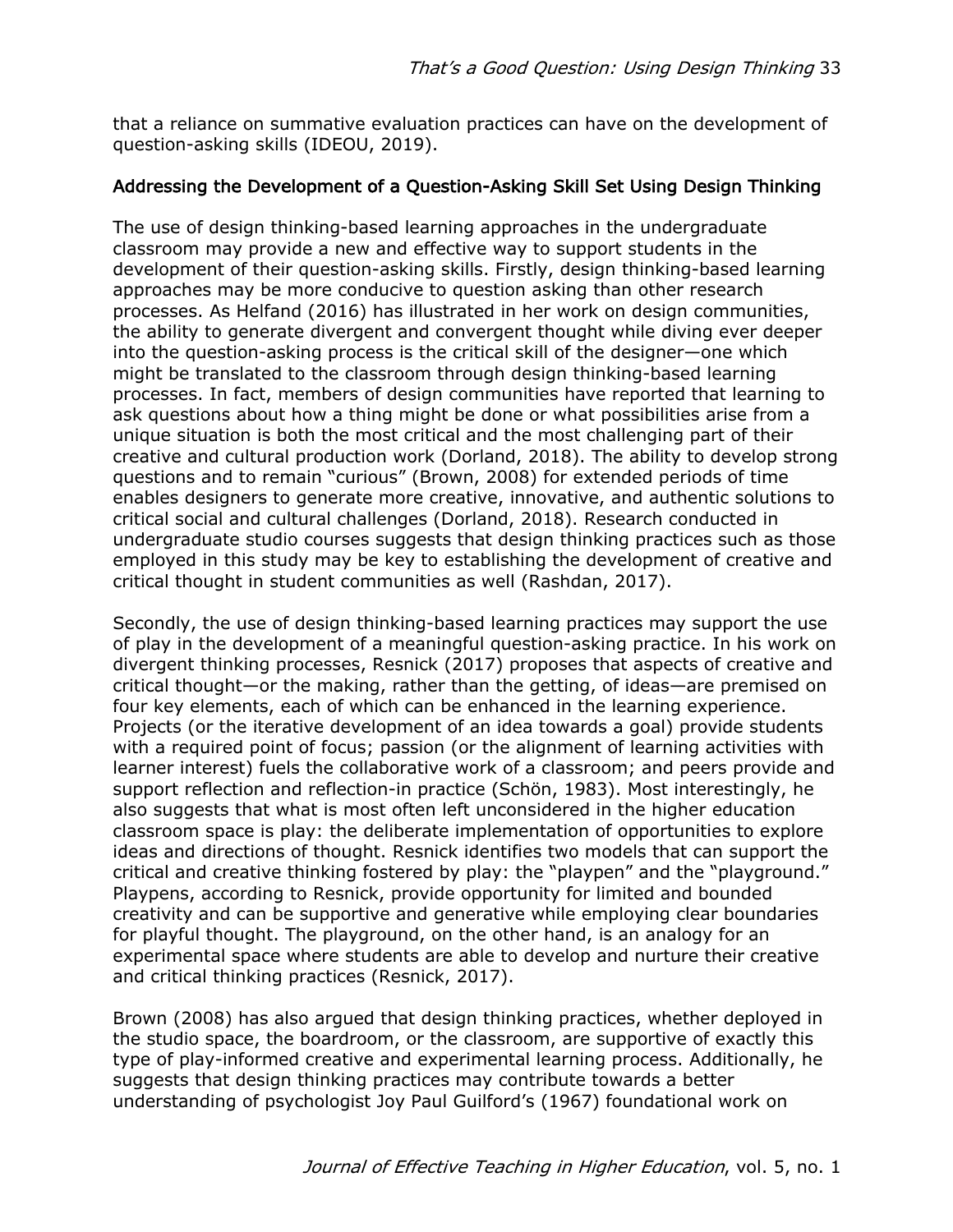that a reliance on summative evaluation practices can have on the development of question-asking skills (IDEOU, 2019).

## Addressing the Development of a Question-Asking Skill Set Using Design Thinking

The use of design thinking-based learning approaches in the undergraduate classroom may provide a new and effective way to support students in the development of their question-asking skills. Firstly, design thinking-based learning approaches may be more conducive to question asking than other research processes. As Helfand (2016) has illustrated in her work on design communities, the ability to generate divergent and convergent thought while diving ever deeper into the question-asking process is the critical skill of the designer—one which might be translated to the classroom through design thinking-based learning processes. In fact, members of design communities have reported that learning to ask questions about how a thing might be done or what possibilities arise from a unique situation is both the most critical and the most challenging part of their creative and cultural production work (Dorland, 2018). The ability to develop strong questions and to remain "curious" (Brown, 2008) for extended periods of time enables designers to generate more creative, innovative, and authentic solutions to critical social and cultural challenges (Dorland, 2018). Research conducted in undergraduate studio courses suggests that design thinking practices such as those employed in this study may be key to establishing the development of creative and critical thought in student communities as well (Rashdan, 2017).

Secondly, the use of design thinking-based learning practices may support the use of play in the development of a meaningful question-asking practice. In his work on divergent thinking processes, Resnick (2017) proposes that aspects of creative and critical thought—or the making, rather than the getting, of ideas—are premised on four key elements, each of which can be enhanced in the learning experience. Projects (or the iterative development of an idea towards a goal) provide students with a required point of focus; passion (or the alignment of learning activities with learner interest) fuels the collaborative work of a classroom; and peers provide and support reflection and reflection-in practice (Schön, 1983). Most interestingly, he also suggests that what is most often left unconsidered in the higher education classroom space is play: the deliberate implementation of opportunities to explore ideas and directions of thought. Resnick identifies two models that can support the critical and creative thinking fostered by play: the "playpen" and the "playground." Playpens, according to Resnick, provide opportunity for limited and bounded creativity and can be supportive and generative while employing clear boundaries for playful thought. The playground, on the other hand, is an analogy for an experimental space where students are able to develop and nurture their creative and critical thinking practices (Resnick, 2017).

Brown (2008) has also argued that design thinking practices, whether deployed in the studio space, the boardroom, or the classroom, are supportive of exactly this type of play-informed creative and experimental learning process. Additionally, he suggests that design thinking practices may contribute towards a better understanding of psychologist Joy Paul Guilford's (1967) foundational work on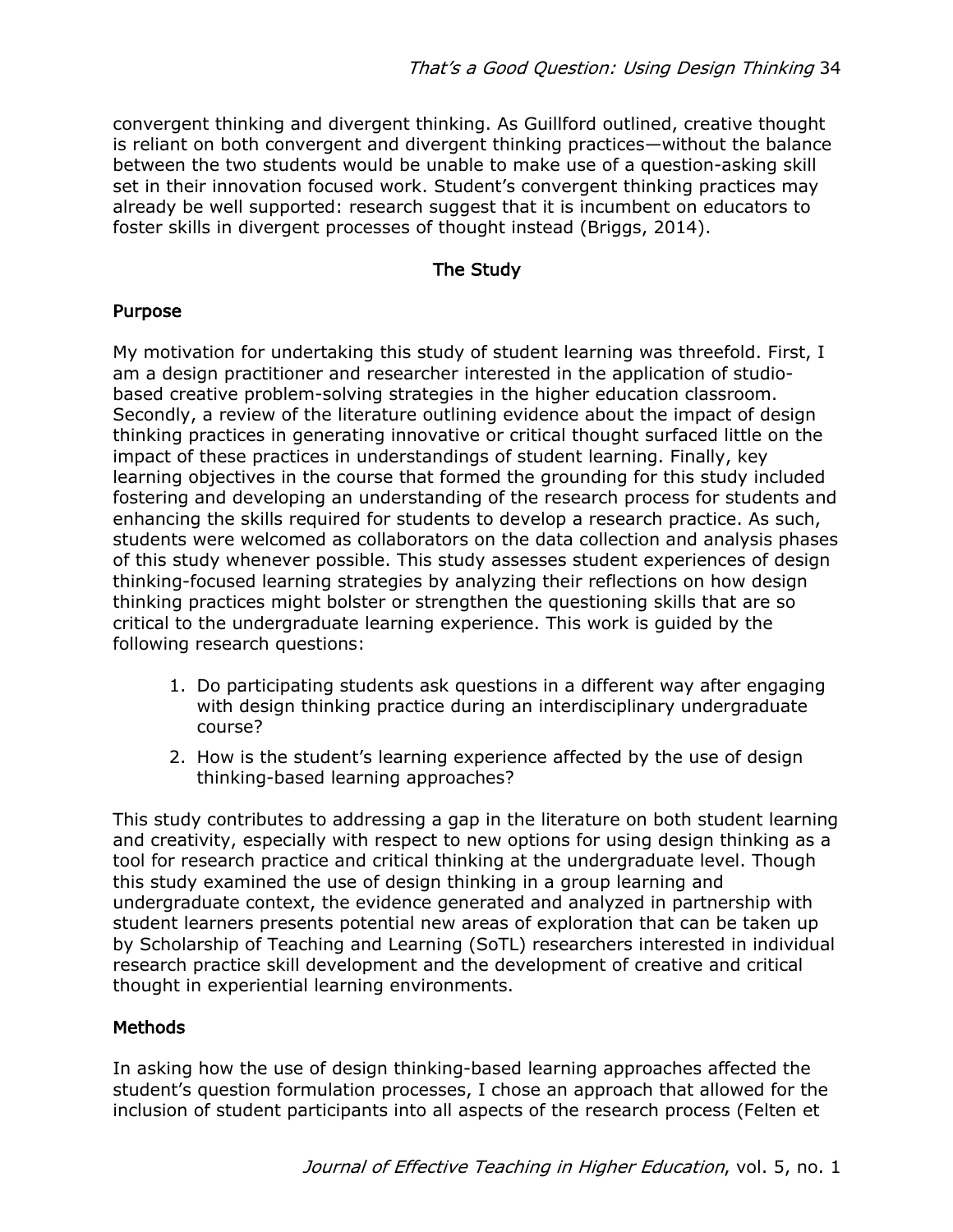convergent thinking and divergent thinking. As Guillford outlined, creative thought is reliant on both convergent and divergent thinking practices—without the balance between the two students would be unable to make use of a question-asking skill set in their innovation focused work. Student's convergent thinking practices may already be well supported: research suggest that it is incumbent on educators to foster skills in divergent processes of thought instead (Briggs, 2014).

## The Study

### Purpose

My motivation for undertaking this study of student learning was threefold. First, I am a design practitioner and researcher interested in the application of studio-based creative problem-solving strategies in the higher education classroom. Secondly, a review of the literature outlining evidence about the impact of design thinking practices in generating innovative or critical thought surfaced little on the impact of these practices in understandings of student learning. Finally, key learning objectives in the course that formed the grounding for this study included fostering and developing an understanding of the research process for students and enhancing the skills required for students to develop a research practice. As such, students were welcomed as collaborators on the data collection and analysis phases of this study whenever possible. This study assesses student experiences of design thinking-focused learning strategies by analyzing their reflections on how design thinking practices might bolster or strengthen the questioning skills that are so critical to the undergraduate learning experience. This work is guided by the following research questions:

1. Do participating students ask questions in a different way after engaging with design thinking practice during an interdisciplinary undergraduate course?
2. How is the student's learning experience affected by the use of design thinking-based learning approaches?

This study contributes to addressing a gap in the literature on both student learning and creativity, especially with respect to new options for using design thinking as a tool for research practice and critical thinking at the undergraduate level. Though this study examined the use of design thinking in a group learning and undergraduate context, the evidence generated and analyzed in partnership with student learners presents potential new areas of exploration that can be taken up by Scholarship of Teaching and Learning (SoTL) researchers interested in individual research practice skill development and the development of creative and critical thought in experiential learning environments.

### Methods

In asking how the use of design thinking-based learning approaches affected the student's question formulation processes, I chose an approach that allowed for the inclusion of student participants into all aspects of the research process (Felten et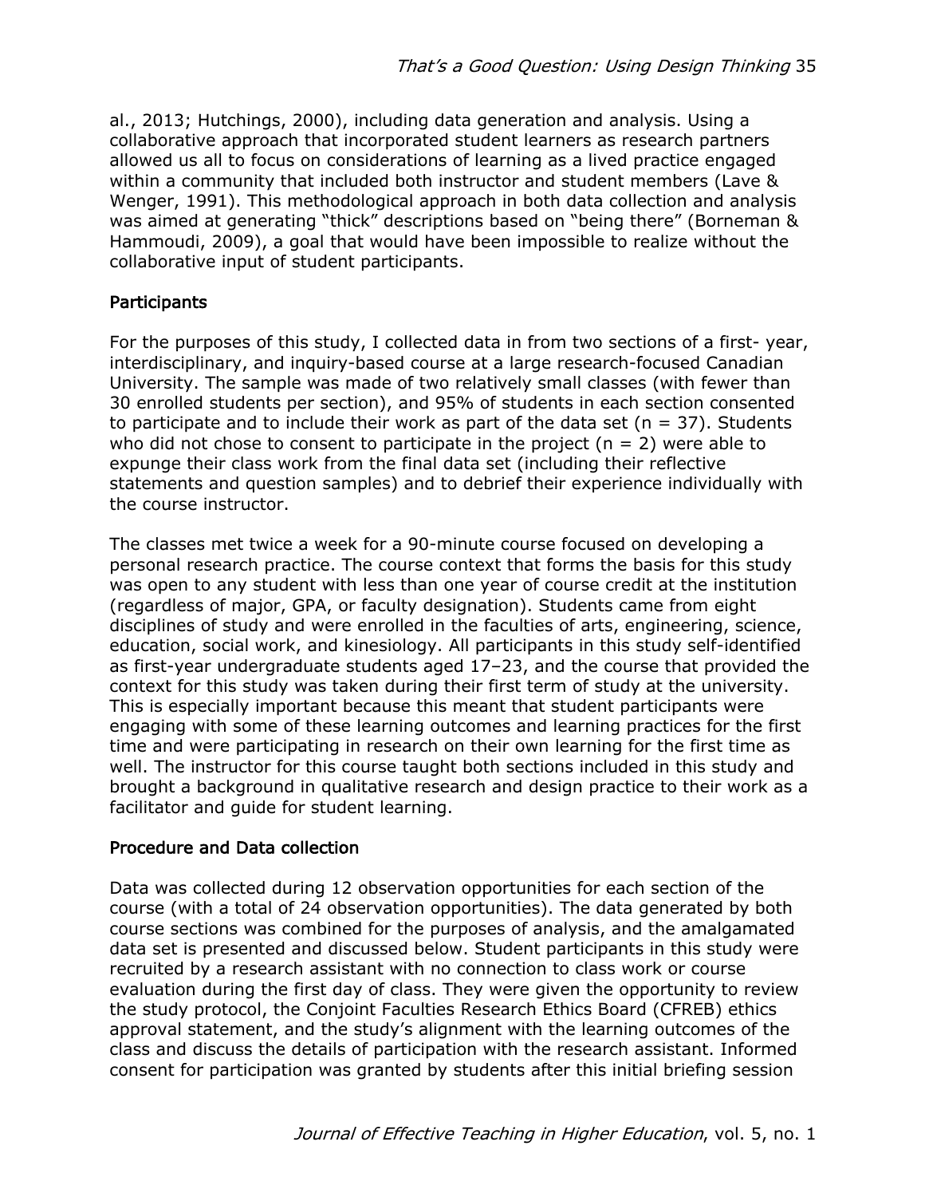al., 2013; Hutchings, 2000), including data generation and analysis. Using a collaborative approach that incorporated student learners as research partners allowed us all to focus on considerations of learning as a lived practice engaged within a community that included both instructor and student members (Lave & Wenger, 1991). This methodological approach in both data collection and analysis was aimed at generating "thick" descriptions based on "being there" (Borneman & Hammoudi, 2009), a goal that would have been impossible to realize without the collaborative input of student participants.

## Participants

For the purposes of this study, I collected data in from two sections of a first- year, interdisciplinary, and inquiry-based course at a large research-focused Canadian University. The sample was made of two relatively small classes (with fewer than 30 enrolled students per section), and 95% of students in each section consented to participate and to include their work as part of the data set (n = 37). Students who did not chose to consent to participate in the project (n = 2) were able to expunge their class work from the final data set (including their reflective statements and question samples) and to debrief their experience individually with the course instructor.

The classes met twice a week for a 90-minute course focused on developing a personal research practice. The course context that forms the basis for this study was open to any student with less than one year of course credit at the institution (regardless of major, GPA, or faculty designation). Students came from eight disciplines of study and were enrolled in the faculties of arts, engineering, science, education, social work, and kinesiology. All participants in this study self-identified as first-year undergraduate students aged 17–23, and the course that provided the context for this study was taken during their first term of study at the university. This is especially important because this meant that student participants were engaging with some of these learning outcomes and learning practices for the first time and were participating in research on their own learning for the first time as well. The instructor for this course taught both sections included in this study and brought a background in qualitative research and design practice to their work as a facilitator and guide for student learning.

## Procedure and Data collection

Data was collected during 12 observation opportunities for each section of the course (with a total of 24 observation opportunities). The data generated by both course sections was combined for the purposes of analysis, and the amalgamated data set is presented and discussed below. Student participants in this study were recruited by a research assistant with no connection to class work or course evaluation during the first day of class. They were given the opportunity to review the study protocol, the Conjoint Faculties Research Ethics Board (CFREB) ethics approval statement, and the study's alignment with the learning outcomes of the class and discuss the details of participation with the research assistant. Informed consent for participation was granted by students after this initial briefing session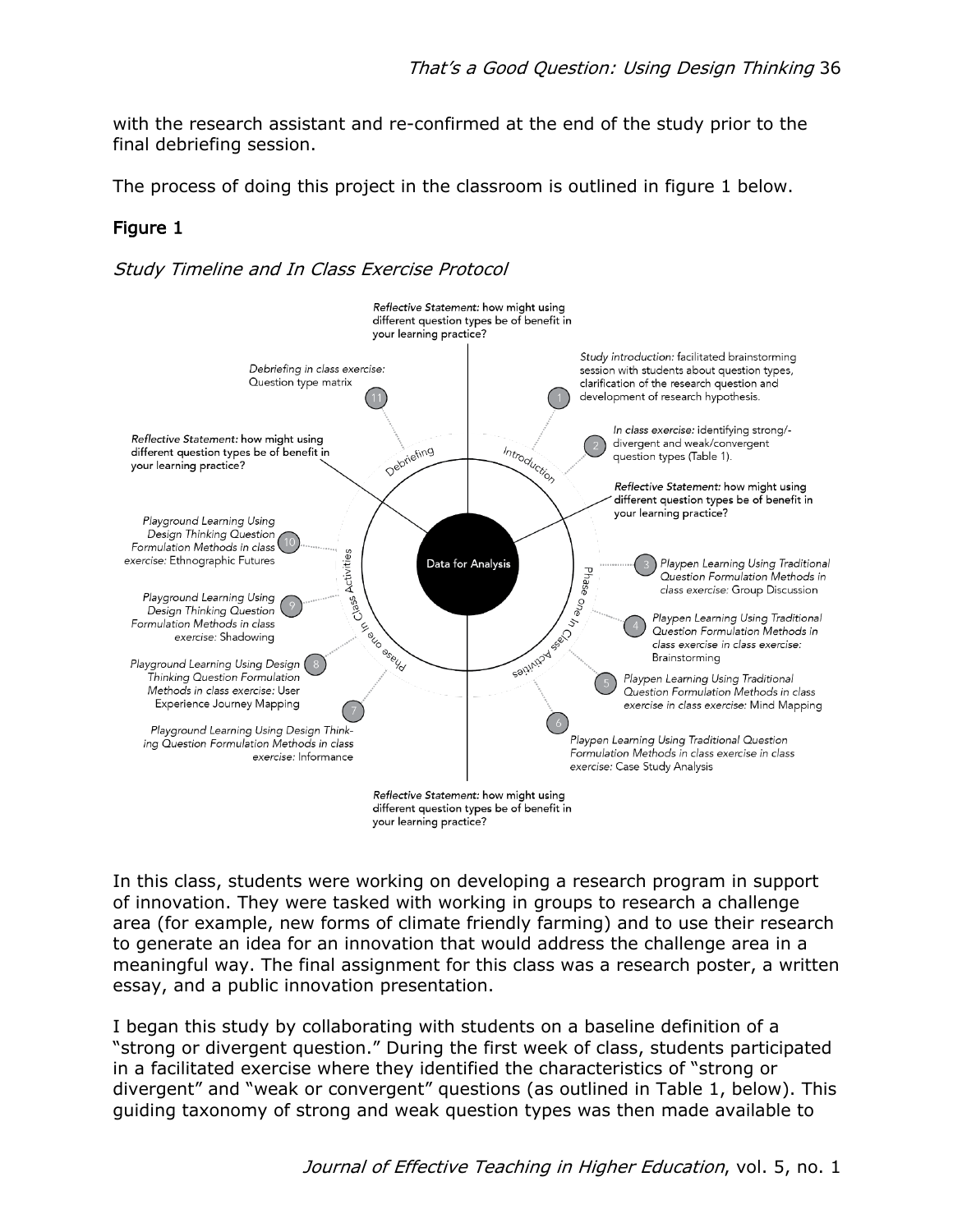with the research assistant and re-confirmed at the end of the study prior to the final debriefing session.

The process of doing this project in the classroom is outlined in figure 1 below.

## Figure 1

*Study Timeline and In Class Exercise Protocol*

*Reflective Statement:* how might using different question types be of benefit in your learning practice?

1. *Study introduction:* facilitated brainstorming session with students about question types, clarification of the research question and development of research hypothesis.
2. *In class exercise:* identifying strong/-divergent and weak/convergent question types (Table 1).

*Reflective Statement:* how might using different question types be of benefit in your learning practice?

3. *Playpen Learning Using Traditional Question Formulation Methods in* class exercise: Group Discussion
4. *Playpen Learning Using Traditional Question Formulation Methods in class exercise in class exercise:* Brainstorming
5. *Playpen Learning Using Traditional Question Formulation Methods in class exercise in class exercise:* Mind Mapping
6. *Playpen Learning Using Traditional Question Formulation Methods in class exercise in class exercise:* Case Study Analysis

*Reflective Statement:* how might using different question types be of benefit in your learning practice?

7. *Playground Learning Using Design Thinking Question Formulation Methods in class exercise:* Informance
8. *Playground Learning Using Design Thinking Question Formulation Methods in class exercise:* User Experience Journey Mapping
9. *Playground Learning Using Design Thinking Question Formulation Methods in class exercise:* Shadowing
10. *Playground Learning Using Design Thinking Question Formulation Methods in class exercise:* Ethnographic Futures

*Reflective Statement:* how might using different question types be of benefit in your learning practice?

11. *Debriefing in class exercise:* Question type matrix

Data for Analysis

In this class, students were working on developing a research program in support of innovation. They were tasked with working in groups to research a challenge area (for example, new forms of climate friendly farming) and to use their research to generate an idea for an innovation that would address the challenge area in a meaningful way. The final assignment for this class was a research poster, a written essay, and a public innovation presentation.

I began this study by collaborating with students on a baseline definition of a "strong or divergent question." During the first week of class, students participated in a facilitated exercise where they identified the characteristics of "strong or divergent" and "weak or convergent" questions (as outlined in Table 1, below). This guiding taxonomy of strong and weak question types was then made available to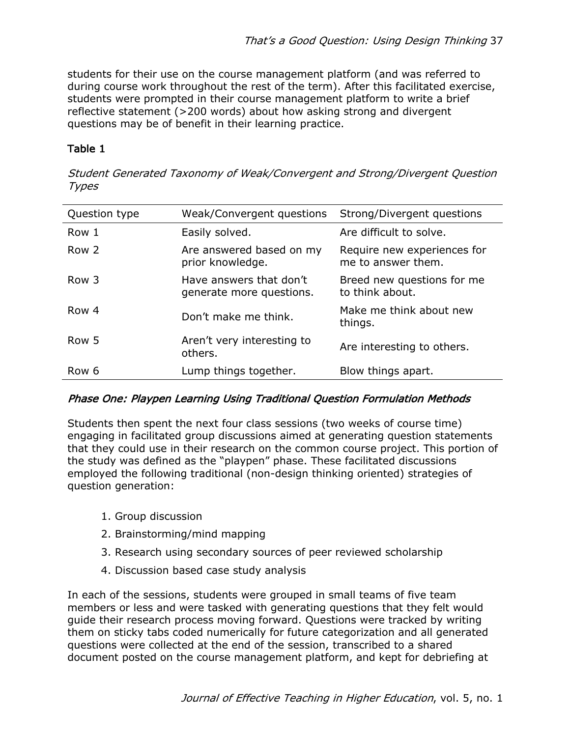students for their use on the course management platform (and was referred to during course work throughout the rest of the term). After this facilitated exercise, students were prompted in their course management platform to write a brief reflective statement (>200 words) about how asking strong and divergent questions may be of benefit in their learning practice.

**Table 1**

*Student Generated Taxonomy of Weak/Convergent and Strong/Divergent Question Types*

| Question type | Weak/Convergent questions | Strong/Divergent questions |
|---|---|---|
| Row 1 | Easily solved. | Are difficult to solve. |
| Row 2 | Are answered based on my prior knowledge. | Require new experiences for me to answer them. |
| Row 3 | Have answers that don't generate more questions. | Breed new questions for me to think about. |
| Row 4 | Don't make me think. | Make me think about new things. |
| Row 5 | Aren't very interesting to others. | Are interesting to others. |
| Row 6 | Lump things together. | Blow things apart. |

### *Phase One: Playpen Learning Using Traditional Question Formulation Methods*

Students then spent the next four class sessions (two weeks of course time) engaging in facilitated group discussions aimed at generating question statements that they could use in their research on the common course project. This portion of the study was defined as the "playpen" phase. These facilitated discussions employed the following traditional (non-design thinking oriented) strategies of question generation:

1. Group discussion
2. Brainstorming/mind mapping
3. Research using secondary sources of peer reviewed scholarship
4. Discussion based case study analysis

In each of the sessions, students were grouped in small teams of five team members or less and were tasked with generating questions that they felt would guide their research process moving forward. Questions were tracked by writing them on sticky tabs coded numerically for future categorization and all generated questions were collected at the end of the session, transcribed to a shared document posted on the course management platform, and kept for debriefing at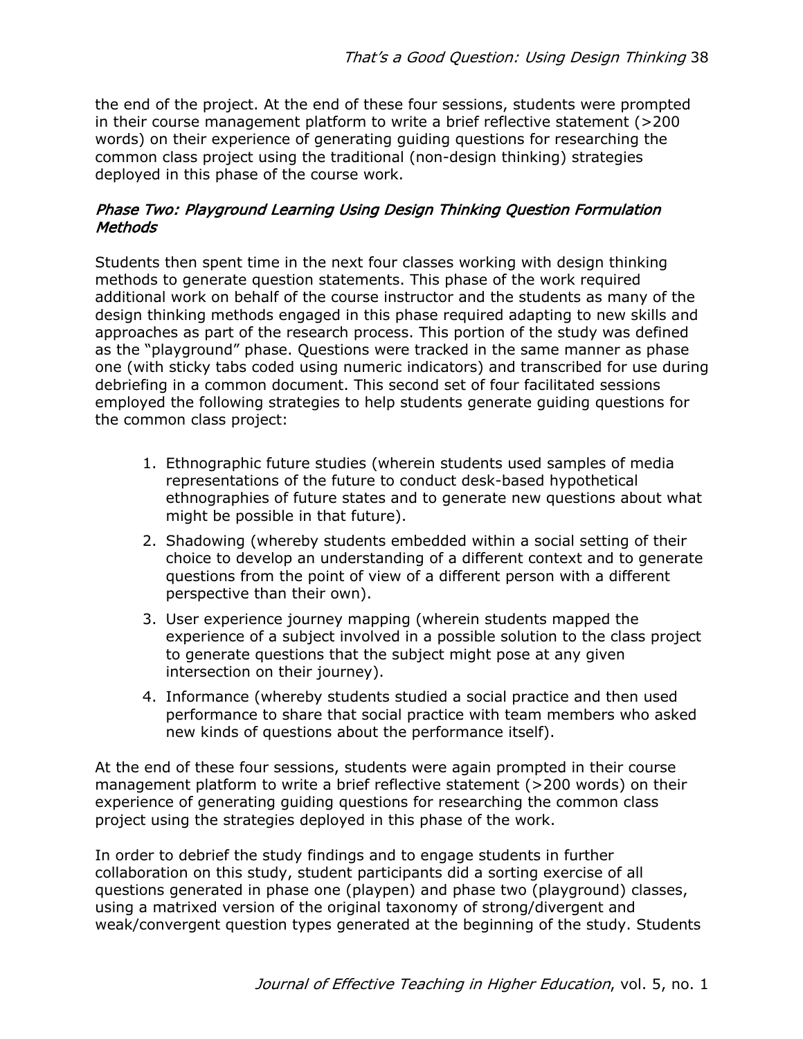the end of the project. At the end of these four sessions, students were prompted in their course management platform to write a brief reflective statement (>200 words) on their experience of generating guiding questions for researching the common class project using the traditional (non-design thinking) strategies deployed in this phase of the course work.

### *Phase Two: Playground Learning Using Design Thinking Question Formulation Methods*

Students then spent time in the next four classes working with design thinking methods to generate question statements. This phase of the work required additional work on behalf of the course instructor and the students as many of the design thinking methods engaged in this phase required adapting to new skills and approaches as part of the research process. This portion of the study was defined as the "playground" phase. Questions were tracked in the same manner as phase one (with sticky tabs coded using numeric indicators) and transcribed for use during debriefing in a common document. This second set of four facilitated sessions employed the following strategies to help students generate guiding questions for the common class project:

1. Ethnographic future studies (wherein students used samples of media representations of the future to conduct desk-based hypothetical ethnographies of future states and to generate new questions about what might be possible in that future).
2. Shadowing (whereby students embedded within a social setting of their choice to develop an understanding of a different context and to generate questions from the point of view of a different person with a different perspective than their own).
3. User experience journey mapping (wherein students mapped the experience of a subject involved in a possible solution to the class project to generate questions that the subject might pose at any given intersection on their journey).
4. Informance (whereby students studied a social practice and then used performance to share that social practice with team members who asked new kinds of questions about the performance itself).

At the end of these four sessions, students were again prompted in their course management platform to write a brief reflective statement (>200 words) on their experience of generating guiding questions for researching the common class project using the strategies deployed in this phase of the work.

In order to debrief the study findings and to engage students in further collaboration on this study, student participants did a sorting exercise of all questions generated in phase one (playpen) and phase two (playground) classes, using a matrixed version of the original taxonomy of strong/divergent and weak/convergent question types generated at the beginning of the study. Students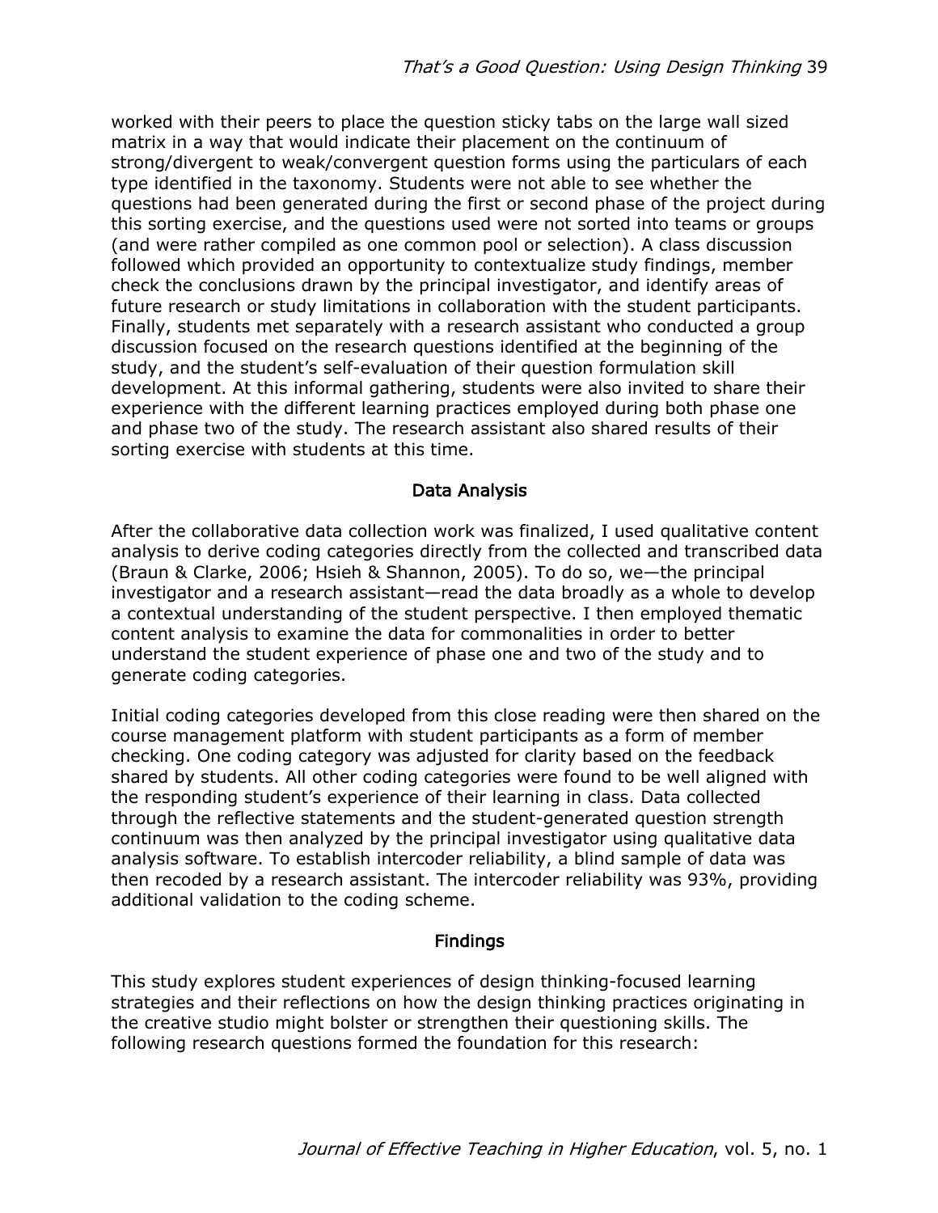worked with their peers to place the question sticky tabs on the large wall sized matrix in a way that would indicate their placement on the continuum of strong/divergent to weak/convergent question forms using the particulars of each type identified in the taxonomy. Students were not able to see whether the questions had been generated during the first or second phase of the project during this sorting exercise, and the questions used were not sorted into teams or groups (and were rather compiled as one common pool or selection). A class discussion followed which provided an opportunity to contextualize study findings, member check the conclusions drawn by the principal investigator, and identify areas of future research or study limitations in collaboration with the student participants. Finally, students met separately with a research assistant who conducted a group discussion focused on the research questions identified at the beginning of the study, and the student's self-evaluation of their question formulation skill development. At this informal gathering, students were also invited to share their experience with the different learning practices employed during both phase one and phase two of the study. The research assistant also shared results of their sorting exercise with students at this time.

## Data Analysis

After the collaborative data collection work was finalized, I used qualitative content analysis to derive coding categories directly from the collected and transcribed data (Braun & Clarke, 2006; Hsieh & Shannon, 2005). To do so, we—the principal investigator and a research assistant—read the data broadly as a whole to develop a contextual understanding of the student perspective. I then employed thematic content analysis to examine the data for commonalities in order to better understand the student experience of phase one and two of the study and to generate coding categories.

Initial coding categories developed from this close reading were then shared on the course management platform with student participants as a form of member checking. One coding category was adjusted for clarity based on the feedback shared by students. All other coding categories were found to be well aligned with the responding student's experience of their learning in class. Data collected through the reflective statements and the student-generated question strength continuum was then analyzed by the principal investigator using qualitative data analysis software. To establish intercoder reliability, a blind sample of data was then recoded by a research assistant. The intercoder reliability was 93%, providing additional validation to the coding scheme.

## Findings

This study explores student experiences of design thinking-focused learning strategies and their reflections on how the design thinking practices originating in the creative studio might bolster or strengthen their questioning skills. The following research questions formed the foundation for this research: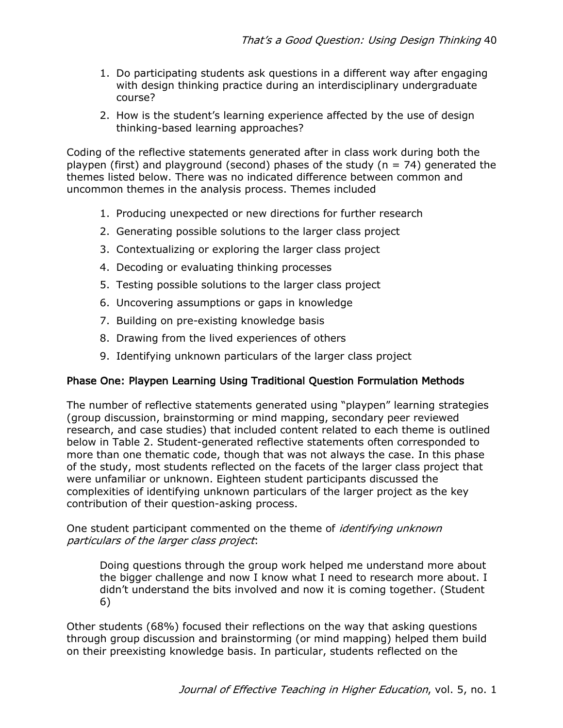1. Do participating students ask questions in a different way after engaging with design thinking practice during an interdisciplinary undergraduate course?
2. How is the student's learning experience affected by the use of design thinking-based learning approaches?

Coding of the reflective statements generated after in class work during both the playpen (first) and playground (second) phases of the study ($n = 74$) generated the themes listed below. There was no indicated difference between common and uncommon themes in the analysis process. Themes included

1. Producing unexpected or new directions for further research
2. Generating possible solutions to the larger class project
3. Contextualizing or exploring the larger class project
4. Decoding or evaluating thinking processes
5. Testing possible solutions to the larger class project
6. Uncovering assumptions or gaps in knowledge
7. Building on pre-existing knowledge basis
8. Drawing from the lived experiences of others
9. Identifying unknown particulars of the larger class project

## Phase One: Playpen Learning Using Traditional Question Formulation Methods

The number of reflective statements generated using "playpen" learning strategies (group discussion, brainstorming or mind mapping, secondary peer reviewed research, and case studies) that included content related to each theme is outlined below in Table 2. Student-generated reflective statements often corresponded to more than one thematic code, though that was not always the case. In this phase of the study, most students reflected on the facets of the larger class project that were unfamiliar or unknown. Eighteen student participants discussed the complexities of identifying unknown particulars of the larger project as the key contribution of their question-asking process.

One student participant commented on the theme of *identifying unknown particulars of the larger class project*:

> Doing questions through the group work helped me understand more about the bigger challenge and now I know what I need to research more about. I didn't understand the bits involved and now it is coming together. (Student 6)

Other students (68%) focused their reflections on the way that asking questions through group discussion and brainstorming (or mind mapping) helped them build on their preexisting knowledge basis. In particular, students reflected on the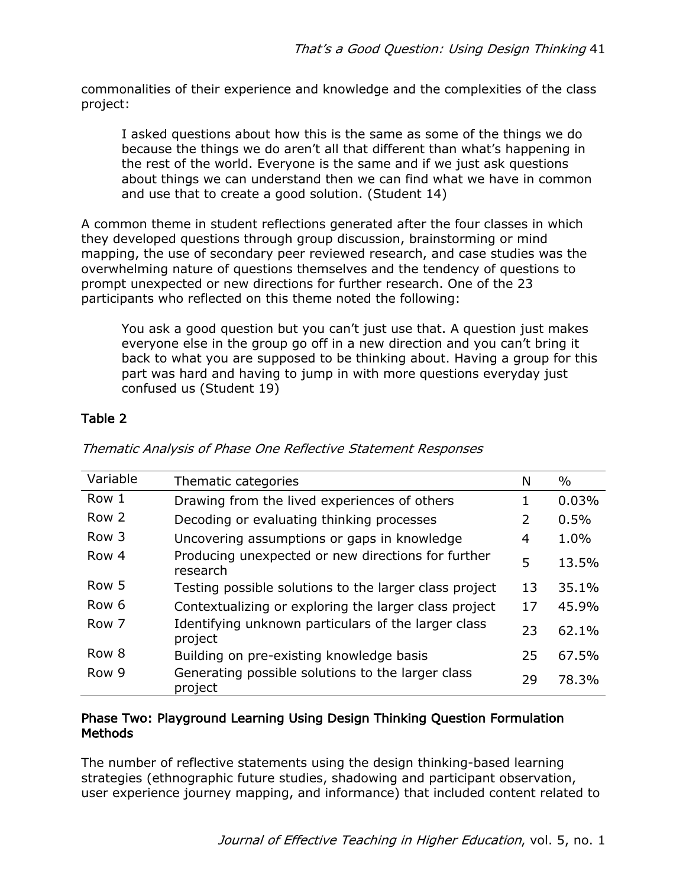commonalities of their experience and knowledge and the complexities of the class project:

> I asked questions about how this is the same as some of the things we do because the things we do aren't all that different than what's happening in the rest of the world. Everyone is the same and if we just ask questions about things we can understand then we can find what we have in common and use that to create a good solution. (Student 14)

A common theme in student reflections generated after the four classes in which they developed questions through group discussion, brainstorming or mind mapping, the use of secondary peer reviewed research, and case studies was the overwhelming nature of questions themselves and the tendency of questions to prompt unexpected or new directions for further research. One of the 23 participants who reflected on this theme noted the following:

> You ask a good question but you can't just use that. A question just makes everyone else in the group go off in a new direction and you can't bring it back to what you are supposed to be thinking about. Having a group for this part was hard and having to jump in with more questions everyday just confused us (Student 19)

**Table 2**

*Thematic Analysis of Phase One Reflective Statement Responses*

| Variable | Thematic categories | N | % |
|---|---|---|---|
| Row 1 | Drawing from the lived experiences of others | 1 | 0.03% |
| Row 2 | Decoding or evaluating thinking processes | 2 | 0.5% |
| Row 3 | Uncovering assumptions or gaps in knowledge | 4 | 1.0% |
| Row 4 | Producing unexpected or new directions for further research | 5 | 13.5% |
| Row 5 | Testing possible solutions to the larger class project | 13 | 35.1% |
| Row 6 | Contextualizing or exploring the larger class project | 17 | 45.9% |
| Row 7 | Identifying unknown particulars of the larger class project | 23 | 62.1% |
| Row 8 | Building on pre-existing knowledge basis | 25 | 67.5% |
| Row 9 | Generating possible solutions to the larger class project | 29 | 78.3% |

### Phase Two: Playground Learning Using Design Thinking Question Formulation Methods

The number of reflective statements using the design thinking-based learning strategies (ethnographic future studies, shadowing and participant observation, user experience journey mapping, and informance) that included content related to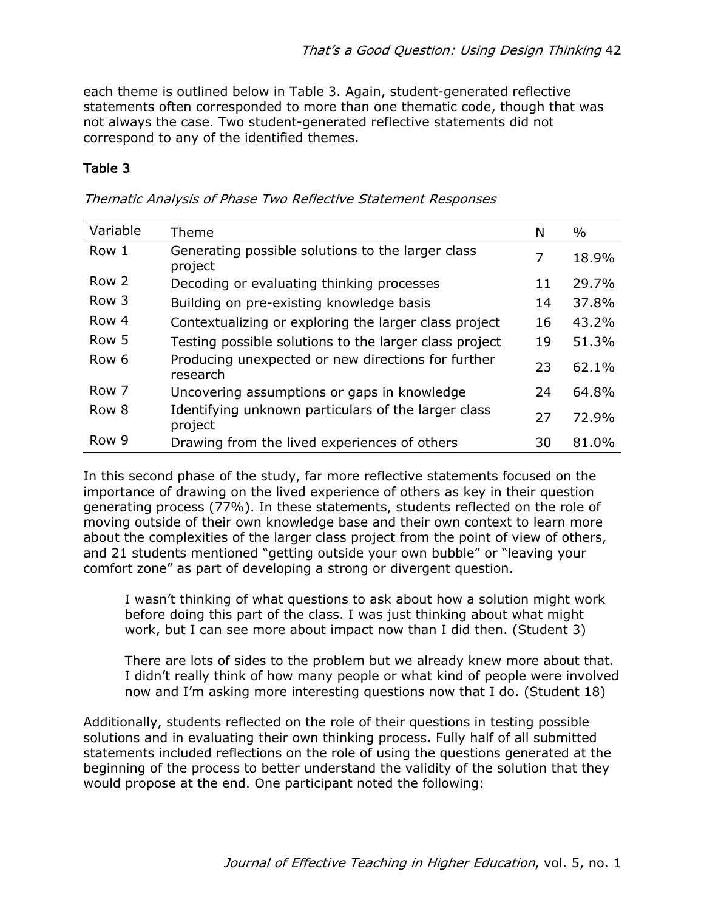each theme is outlined below in Table 3. Again, student-generated reflective statements often corresponded to more than one thematic code, though that was not always the case. Two student-generated reflective statements did not correspond to any of the identified themes.

**Table 3**

*Thematic Analysis of Phase Two Reflective Statement Responses*

| Variable | Theme | N | % |
|---|---|---|---|
| Row 1 | Generating possible solutions to the larger class project | 7 | 18.9% |
| Row 2 | Decoding or evaluating thinking processes | 11 | 29.7% |
| Row 3 | Building on pre-existing knowledge basis | 14 | 37.8% |
| Row 4 | Contextualizing or exploring the larger class project | 16 | 43.2% |
| Row 5 | Testing possible solutions to the larger class project | 19 | 51.3% |
| Row 6 | Producing unexpected or new directions for further research | 23 | 62.1% |
| Row 7 | Uncovering assumptions or gaps in knowledge | 24 | 64.8% |
| Row 8 | Identifying unknown particulars of the larger class project | 27 | 72.9% |
| Row 9 | Drawing from the lived experiences of others | 30 | 81.0% |

In this second phase of the study, far more reflective statements focused on the importance of drawing on the lived experience of others as key in their question generating process (77%). In these statements, students reflected on the role of moving outside of their own knowledge base and their own context to learn more about the complexities of the larger class project from the point of view of others, and 21 students mentioned "getting outside your own bubble" or "leaving your comfort zone" as part of developing a strong or divergent question.

> I wasn't thinking of what questions to ask about how a solution might work before doing this part of the class. I was just thinking about what might work, but I can see more about impact now than I did then. (Student 3)

> There are lots of sides to the problem but we already knew more about that. I didn't really think of how many people or what kind of people were involved now and I'm asking more interesting questions now that I do. (Student 18)

Additionally, students reflected on the role of their questions in testing possible solutions and in evaluating their own thinking process. Fully half of all submitted statements included reflections on the role of using the questions generated at the beginning of the process to better understand the validity of the solution that they would propose at the end. One participant noted the following: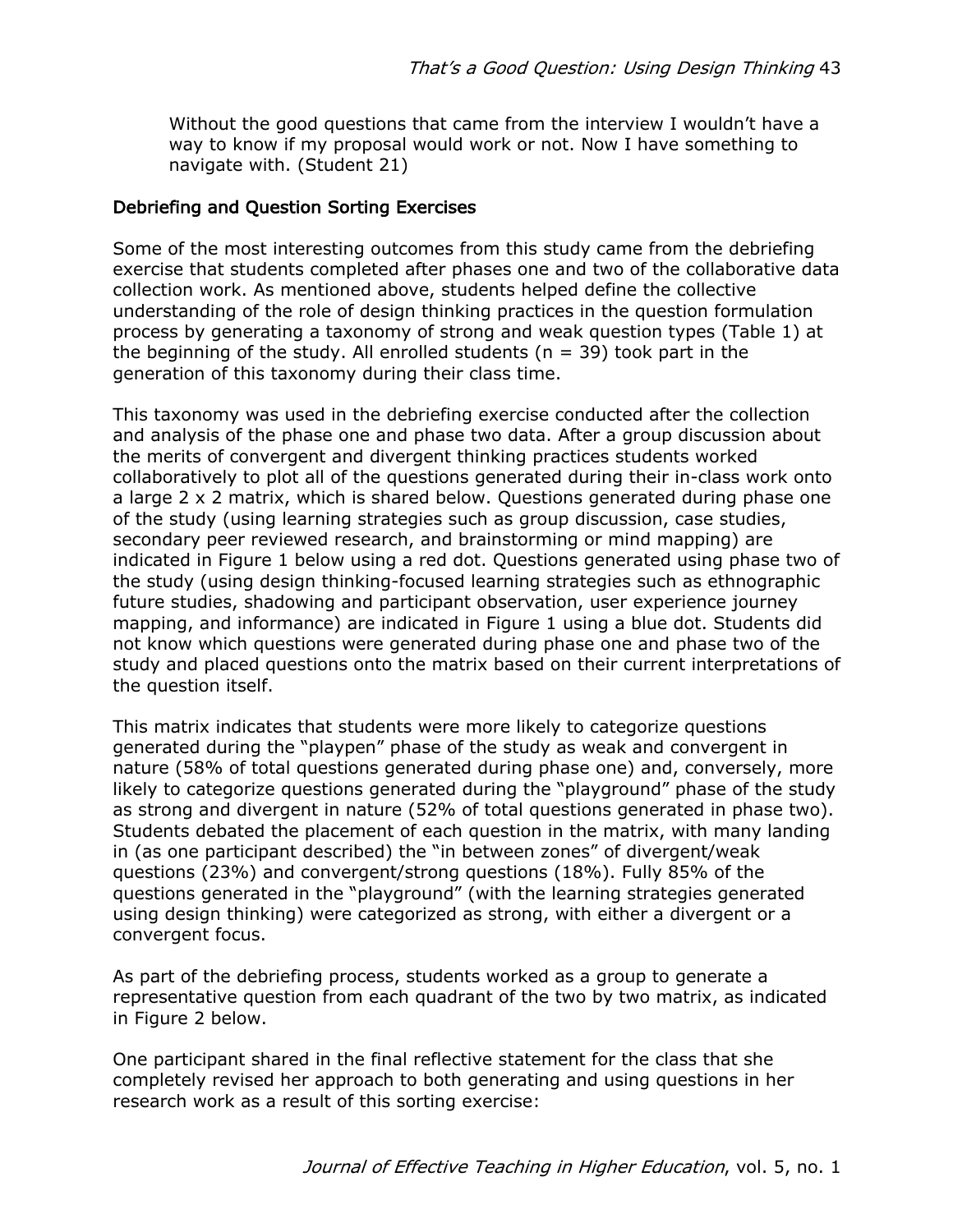> Without the good questions that came from the interview I wouldn't have a way to know if my proposal would work or not. Now I have something to navigate with. (Student 21)

### Debriefing and Question Sorting Exercises

Some of the most interesting outcomes from this study came from the debriefing exercise that students completed after phases one and two of the collaborative data collection work. As mentioned above, students helped define the collective understanding of the role of design thinking practices in the question formulation process by generating a taxonomy of strong and weak question types (Table 1) at the beginning of the study. All enrolled students ($n = 39$) took part in the generation of this taxonomy during their class time.

This taxonomy was used in the debriefing exercise conducted after the collection and analysis of the phase one and phase two data. After a group discussion about the merits of convergent and divergent thinking practices students worked collaboratively to plot all of the questions generated during their in-class work onto a large 2 x 2 matrix, which is shared below. Questions generated during phase one of the study (using learning strategies such as group discussion, case studies, secondary peer reviewed research, and brainstorming or mind mapping) are indicated in Figure 1 below using a red dot. Questions generated using phase two of the study (using design thinking-focused learning strategies such as ethnographic future studies, shadowing and participant observation, user experience journey mapping, and informance) are indicated in Figure 1 using a blue dot. Students did not know which questions were generated during phase one and phase two of the study and placed questions onto the matrix based on their current interpretations of the question itself.

This matrix indicates that students were more likely to categorize questions generated during the "playpen" phase of the study as weak and convergent in nature (58% of total questions generated during phase one) and, conversely, more likely to categorize questions generated during the "playground" phase of the study as strong and divergent in nature (52% of total questions generated in phase two). Students debated the placement of each question in the matrix, with many landing in (as one participant described) the "in between zones" of divergent/weak questions (23%) and convergent/strong questions (18%). Fully 85% of the questions generated in the "playground" (with the learning strategies generated using design thinking) were categorized as strong, with either a divergent or a convergent focus.

As part of the debriefing process, students worked as a group to generate a representative question from each quadrant of the two by two matrix, as indicated in Figure 2 below.

One participant shared in the final reflective statement for the class that she completely revised her approach to both generating and using questions in her research work as a result of this sorting exercise: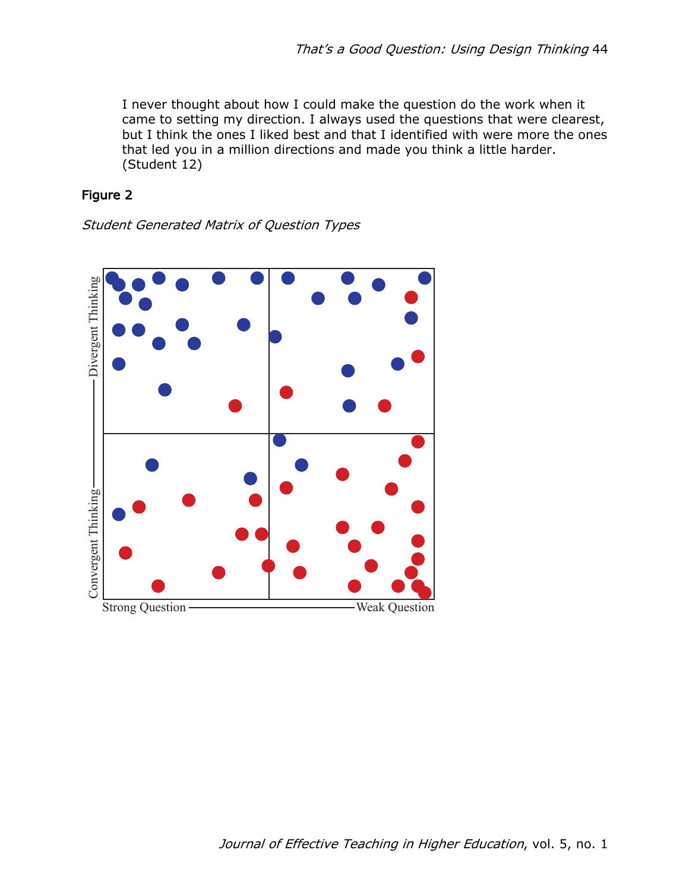> I never thought about how I could make the question do the work when it came to setting my direction. I always used the questions that were clearest, but I think the ones I liked best and that I identified with were more the ones that led you in a million directions and made you think a little harder. (Student 12)

**Figure 2**

*Student Generated Matrix of Question Types*

Divergent Thinking — Convergent Thinking

Strong Question — Weak Question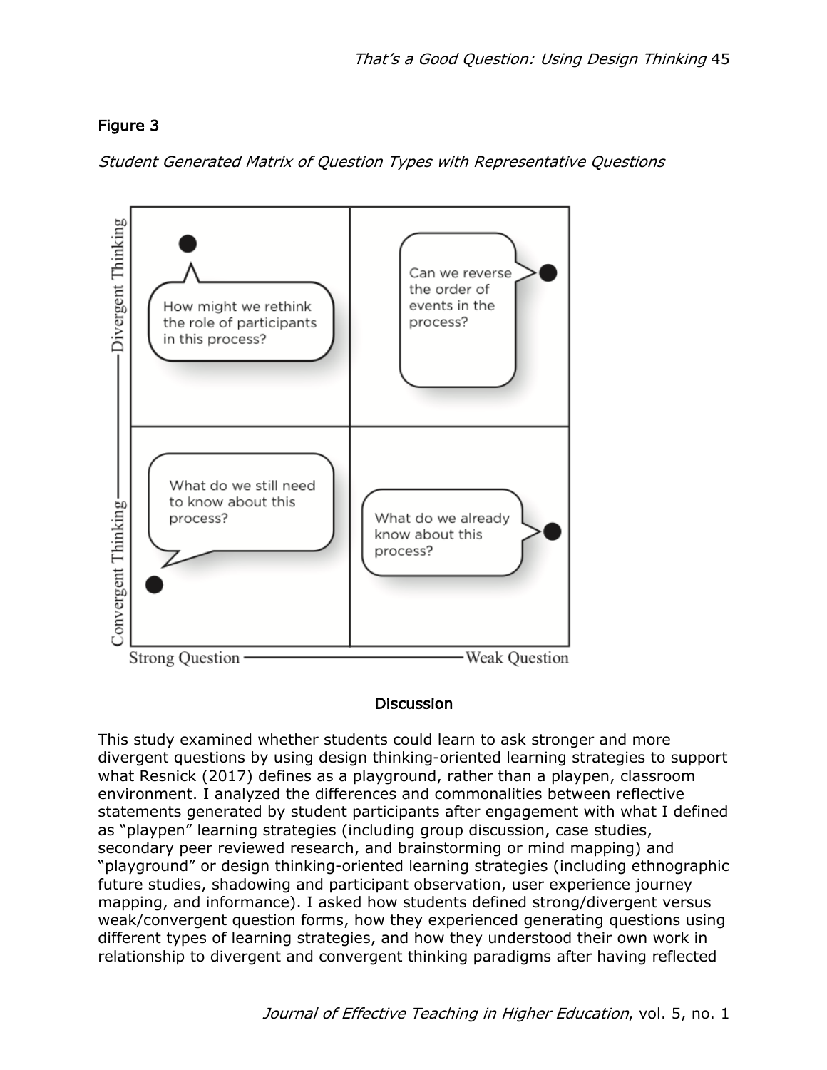**Figure 3**

*Student Generated Matrix of Question Types with Representative Questions*

| Convergent Thinking ↔ Divergent Thinking / Strong Question ↔ Weak Question | Strong Question | Weak Question |
|---|---|---|
| Divergent Thinking | How might we rethink the role of participants in this process? | Can we reverse the order of events in the process? |
| Convergent Thinking | What do we still need to know about this process? | What do we already know about this process? |

## Discussion

This study examined whether students could learn to ask stronger and more divergent questions by using design thinking-oriented learning strategies to support what Resnick (2017) defines as a playground, rather than a playpen, classroom environment. I analyzed the differences and commonalities between reflective statements generated by student participants after engagement with what I defined as "playpen" learning strategies (including group discussion, case studies, secondary peer reviewed research, and brainstorming or mind mapping) and "playground" or design thinking-oriented learning strategies (including ethnographic future studies, shadowing and participant observation, user experience journey mapping, and informance). I asked how students defined strong/divergent versus weak/convergent question forms, how they experienced generating questions using different types of learning strategies, and how they understood their own work in relationship to divergent and convergent thinking paradigms after having reflected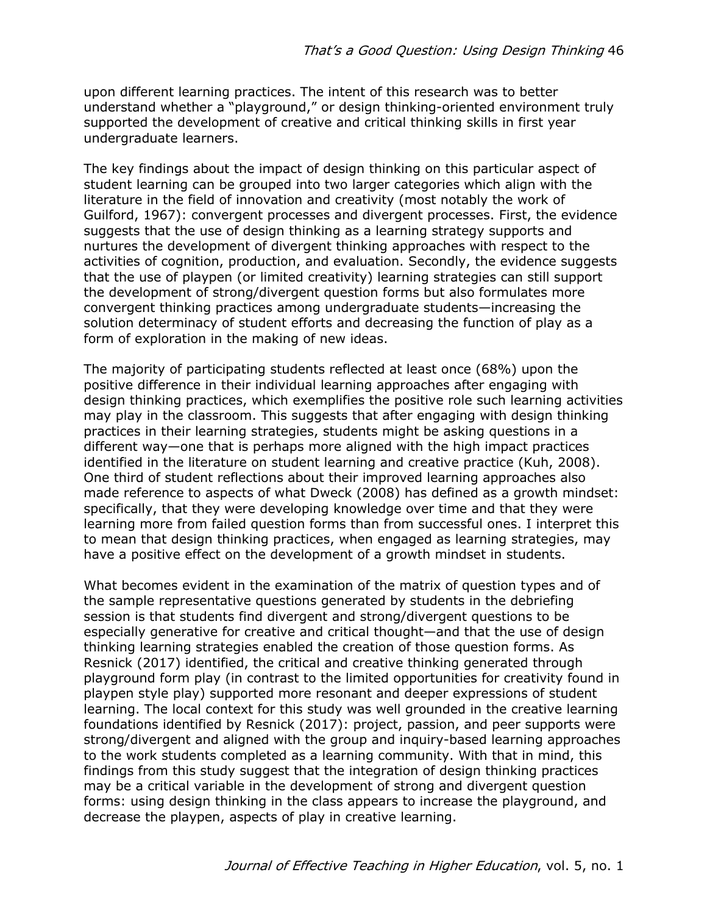upon different learning practices. The intent of this research was to better understand whether a "playground," or design thinking-oriented environment truly supported the development of creative and critical thinking skills in first year undergraduate learners.

The key findings about the impact of design thinking on this particular aspect of student learning can be grouped into two larger categories which align with the literature in the field of innovation and creativity (most notably the work of Guilford, 1967): convergent processes and divergent processes. First, the evidence suggests that the use of design thinking as a learning strategy supports and nurtures the development of divergent thinking approaches with respect to the activities of cognition, production, and evaluation. Secondly, the evidence suggests that the use of playpen (or limited creativity) learning strategies can still support the development of strong/divergent question forms but also formulates more convergent thinking practices among undergraduate students—increasing the solution determinacy of student efforts and decreasing the function of play as a form of exploration in the making of new ideas.

The majority of participating students reflected at least once (68%) upon the positive difference in their individual learning approaches after engaging with design thinking practices, which exemplifies the positive role such learning activities may play in the classroom. This suggests that after engaging with design thinking practices in their learning strategies, students might be asking questions in a different way—one that is perhaps more aligned with the high impact practices identified in the literature on student learning and creative practice (Kuh, 2008). One third of student reflections about their improved learning approaches also made reference to aspects of what Dweck (2008) has defined as a growth mindset: specifically, that they were developing knowledge over time and that they were learning more from failed question forms than from successful ones. I interpret this to mean that design thinking practices, when engaged as learning strategies, may have a positive effect on the development of a growth mindset in students.

What becomes evident in the examination of the matrix of question types and of the sample representative questions generated by students in the debriefing session is that students find divergent and strong/divergent questions to be especially generative for creative and critical thought—and that the use of design thinking learning strategies enabled the creation of those question forms. As Resnick (2017) identified, the critical and creative thinking generated through playground form play (in contrast to the limited opportunities for creativity found in playpen style play) supported more resonant and deeper expressions of student learning. The local context for this study was well grounded in the creative learning foundations identified by Resnick (2017): project, passion, and peer supports were strong/divergent and aligned with the group and inquiry-based learning approaches to the work students completed as a learning community. With that in mind, this findings from this study suggest that the integration of design thinking practices may be a critical variable in the development of strong and divergent question forms: using design thinking in the class appears to increase the playground, and decrease the playpen, aspects of play in creative learning.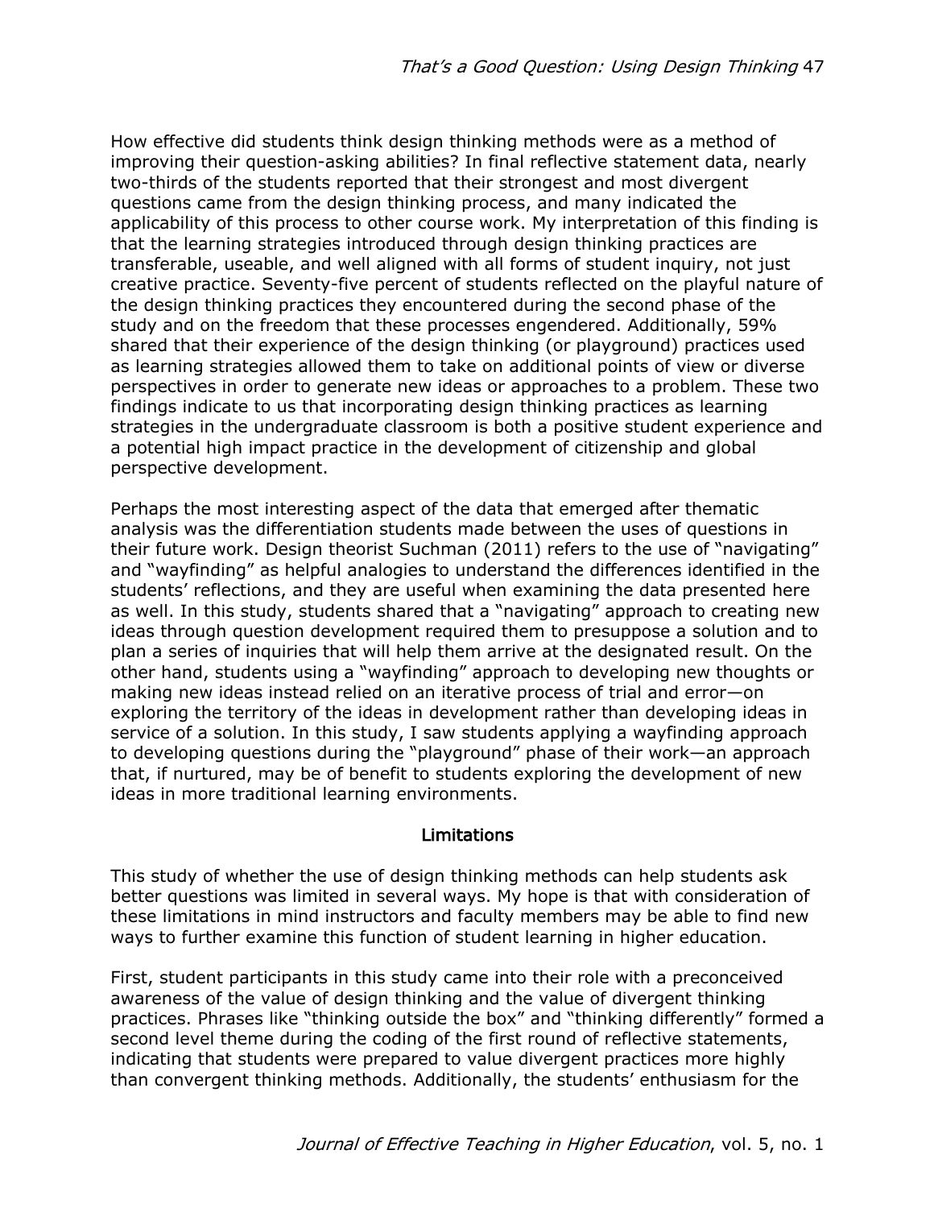How effective did students think design thinking methods were as a method of improving their question-asking abilities? In final reflective statement data, nearly two-thirds of the students reported that their strongest and most divergent questions came from the design thinking process, and many indicated the applicability of this process to other course work. My interpretation of this finding is that the learning strategies introduced through design thinking practices are transferable, useable, and well aligned with all forms of student inquiry, not just creative practice. Seventy-five percent of students reflected on the playful nature of the design thinking practices they encountered during the second phase of the study and on the freedom that these processes engendered. Additionally, 59% shared that their experience of the design thinking (or playground) practices used as learning strategies allowed them to take on additional points of view or diverse perspectives in order to generate new ideas or approaches to a problem. These two findings indicate to us that incorporating design thinking practices as learning strategies in the undergraduate classroom is both a positive student experience and a potential high impact practice in the development of citizenship and global perspective development.

Perhaps the most interesting aspect of the data that emerged after thematic analysis was the differentiation students made between the uses of questions in their future work. Design theorist Suchman (2011) refers to the use of "navigating" and "wayfinding" as helpful analogies to understand the differences identified in the students' reflections, and they are useful when examining the data presented here as well. In this study, students shared that a "navigating" approach to creating new ideas through question development required them to presuppose a solution and to plan a series of inquiries that will help them arrive at the designated result. On the other hand, students using a "wayfinding" approach to developing new thoughts or making new ideas instead relied on an iterative process of trial and error—on exploring the territory of the ideas in development rather than developing ideas in service of a solution. In this study, I saw students applying a wayfinding approach to developing questions during the "playground" phase of their work—an approach that, if nurtured, may be of benefit to students exploring the development of new ideas in more traditional learning environments.

## Limitations

This study of whether the use of design thinking methods can help students ask better questions was limited in several ways. My hope is that with consideration of these limitations in mind instructors and faculty members may be able to find new ways to further examine this function of student learning in higher education.

First, student participants in this study came into their role with a preconceived awareness of the value of design thinking and the value of divergent thinking practices. Phrases like "thinking outside the box" and "thinking differently" formed a second level theme during the coding of the first round of reflective statements, indicating that students were prepared to value divergent practices more highly than convergent thinking methods. Additionally, the students' enthusiasm for the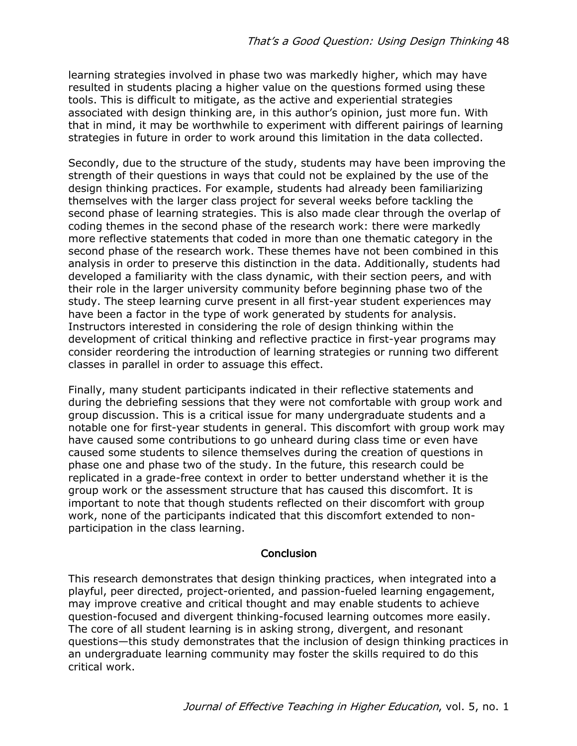learning strategies involved in phase two was markedly higher, which may have resulted in students placing a higher value on the questions formed using these tools. This is difficult to mitigate, as the active and experiential strategies associated with design thinking are, in this author's opinion, just more fun. With that in mind, it may be worthwhile to experiment with different pairings of learning strategies in future in order to work around this limitation in the data collected.

Secondly, due to the structure of the study, students may have been improving the strength of their questions in ways that could not be explained by the use of the design thinking practices. For example, students had already been familiarizing themselves with the larger class project for several weeks before tackling the second phase of learning strategies. This is also made clear through the overlap of coding themes in the second phase of the research work: there were markedly more reflective statements that coded in more than one thematic category in the second phase of the research work. These themes have not been combined in this analysis in order to preserve this distinction in the data. Additionally, students had developed a familiarity with the class dynamic, with their section peers, and with their role in the larger university community before beginning phase two of the study. The steep learning curve present in all first-year student experiences may have been a factor in the type of work generated by students for analysis. Instructors interested in considering the role of design thinking within the development of critical thinking and reflective practice in first-year programs may consider reordering the introduction of learning strategies or running two different classes in parallel in order to assuage this effect.

Finally, many student participants indicated in their reflective statements and during the debriefing sessions that they were not comfortable with group work and group discussion. This is a critical issue for many undergraduate students and a notable one for first-year students in general. This discomfort with group work may have caused some contributions to go unheard during class time or even have caused some students to silence themselves during the creation of questions in phase one and phase two of the study. In the future, this research could be replicated in a grade-free context in order to better understand whether it is the group work or the assessment structure that has caused this discomfort. It is important to note that though students reflected on their discomfort with group work, none of the participants indicated that this discomfort extended to non-participation in the class learning.

## Conclusion

This research demonstrates that design thinking practices, when integrated into a playful, peer directed, project-oriented, and passion-fueled learning engagement, may improve creative and critical thought and may enable students to achieve question-focused and divergent thinking-focused learning outcomes more easily. The core of all student learning is in asking strong, divergent, and resonant questions—this study demonstrates that the inclusion of design thinking practices in an undergraduate learning community may foster the skills required to do this critical work.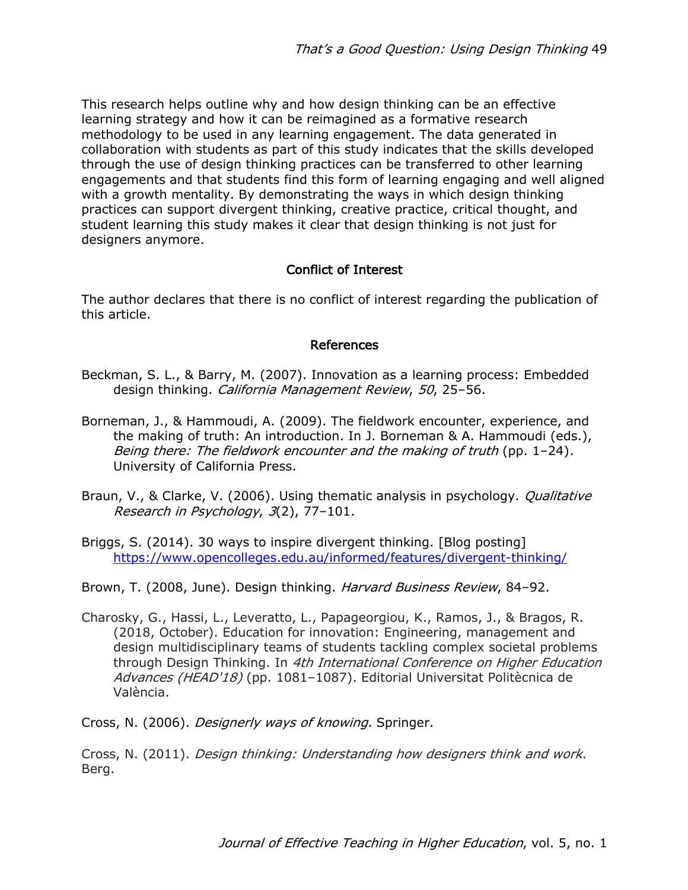This research helps outline why and how design thinking can be an effective learning strategy and how it can be reimagined as a formative research methodology to be used in any learning engagement. The data generated in collaboration with students as part of this study indicates that the skills developed through the use of design thinking practices can be transferred to other learning engagements and that students find this form of learning engaging and well aligned with a growth mentality. By demonstrating the ways in which design thinking practices can support divergent thinking, creative practice, critical thought, and student learning this study makes it clear that design thinking is not just for designers anymore.

## Conflict of Interest

The author declares that there is no conflict of interest regarding the publication of this article.

## References

Beckman, S. L., & Barry, M. (2007). Innovation as a learning process: Embedded design thinking. *California Management Review*, *50*, 25–56.

Borneman, J., & Hammoudi, A. (2009). The fieldwork encounter, experience, and the making of truth: An introduction. In J. Borneman & A. Hammoudi (eds.), *Being there: The fieldwork encounter and the making of truth* (pp. 1–24). University of California Press.

Braun, V., & Clarke, V. (2006). Using thematic analysis in psychology. *Qualitative Research in Psychology*, *3*(2), 77–101.

Briggs, S. (2014). 30 ways to inspire divergent thinking. [Blog posting] https://www.opencolleges.edu.au/informed/features/divergent-thinking/

Brown, T. (2008, June). Design thinking. *Harvard Business Review*, 84–92.

Charosky, G., Hassi, L., Leveratto, L., Papageorgiou, K., Ramos, J., & Bragos, R. (2018, October). Education for innovation: Engineering, management and design multidisciplinary teams of students tackling complex societal problems through Design Thinking. In *4th International Conference on Higher Education Advances (HEAD'18)* (pp. 1081–1087). Editorial Universitat Politècnica de València.

Cross, N. (2006). *Designerly ways of knowing.* Springer.

Cross, N. (2011). *Design thinking: Understanding how designers think and work*. Berg.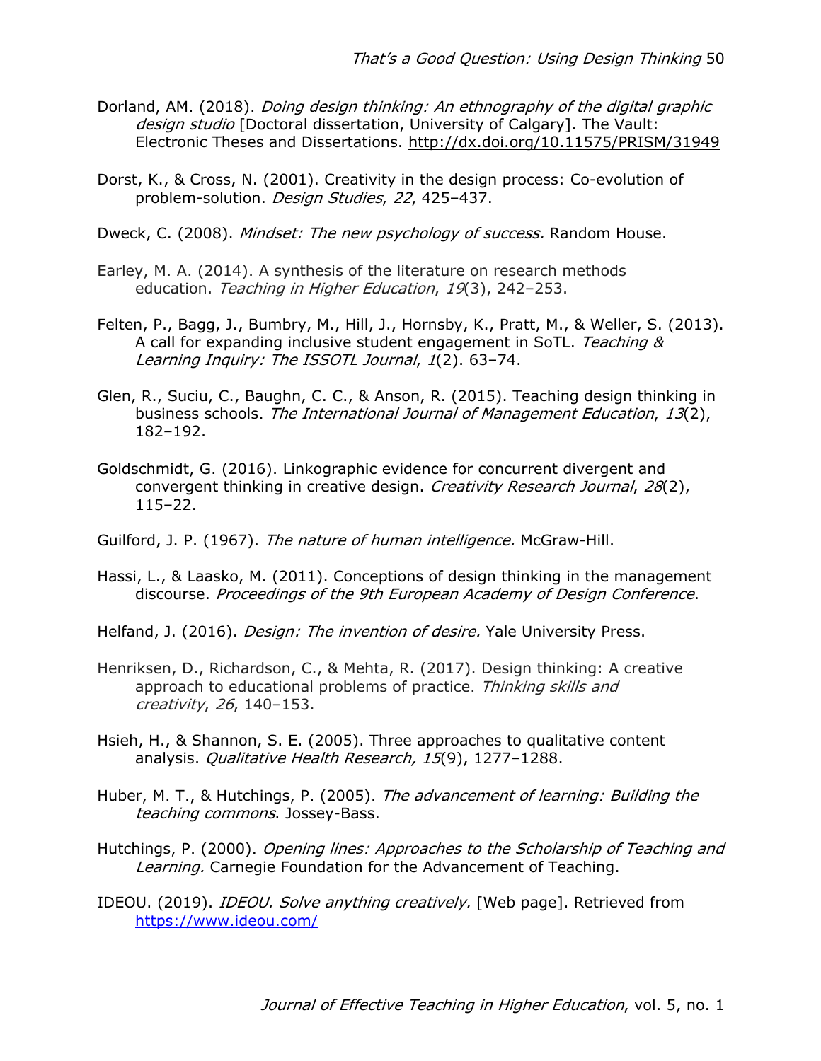Dorland, AM. (2018). *Doing design thinking: An ethnography of the digital graphic design studio* [Doctoral dissertation, University of Calgary]. The Vault: Electronic Theses and Dissertations. http://dx.doi.org/10.11575/PRISM/31949

Dorst, K., & Cross, N. (2001). Creativity in the design process: Co-evolution of problem-solution. *Design Studies*, *22*, 425–437.

Dweck, C. (2008). *Mindset: The new psychology of success.* Random House.

Earley, M. A. (2014). A synthesis of the literature on research methods education. *Teaching in Higher Education*, *19*(3), 242–253.

Felten, P., Bagg, J., Bumbry, M., Hill, J., Hornsby, K., Pratt, M., & Weller, S. (2013). A call for expanding inclusive student engagement in SoTL. *Teaching & Learning Inquiry: The ISSOTL Journal*, *1*(2). 63–74.

Glen, R., Suciu, C., Baughn, C. C., & Anson, R. (2015). Teaching design thinking in business schools. *The International Journal of Management Education*, *13*(2), 182–192.

Goldschmidt, G. (2016). Linkographic evidence for concurrent divergent and convergent thinking in creative design. *Creativity Research Journal*, *28*(2), 115–22.

Guilford, J. P. (1967). *The nature of human intelligence.* McGraw-Hill.

Hassi, L., & Laasko, M. (2011). Conceptions of design thinking in the management discourse. *Proceedings of the 9th European Academy of Design Conference*.

Helfand, J. (2016). *Design: The invention of desire.* Yale University Press.

Henriksen, D., Richardson, C., & Mehta, R. (2017). Design thinking: A creative approach to educational problems of practice. *Thinking skills and creativity*, *26*, 140–153.

Hsieh, H., & Shannon, S. E. (2005). Three approaches to qualitative content analysis. *Qualitative Health Research, 15*(9), 1277–1288.

Huber, M. T., & Hutchings, P. (2005). *The advancement of learning: Building the teaching commons*. Jossey-Bass.

Hutchings, P. (2000). *Opening lines: Approaches to the Scholarship of Teaching and Learning.* Carnegie Foundation for the Advancement of Teaching.

IDEOU. (2019). *IDEOU. Solve anything creatively.* [Web page]. Retrieved from https://www.ideou.com/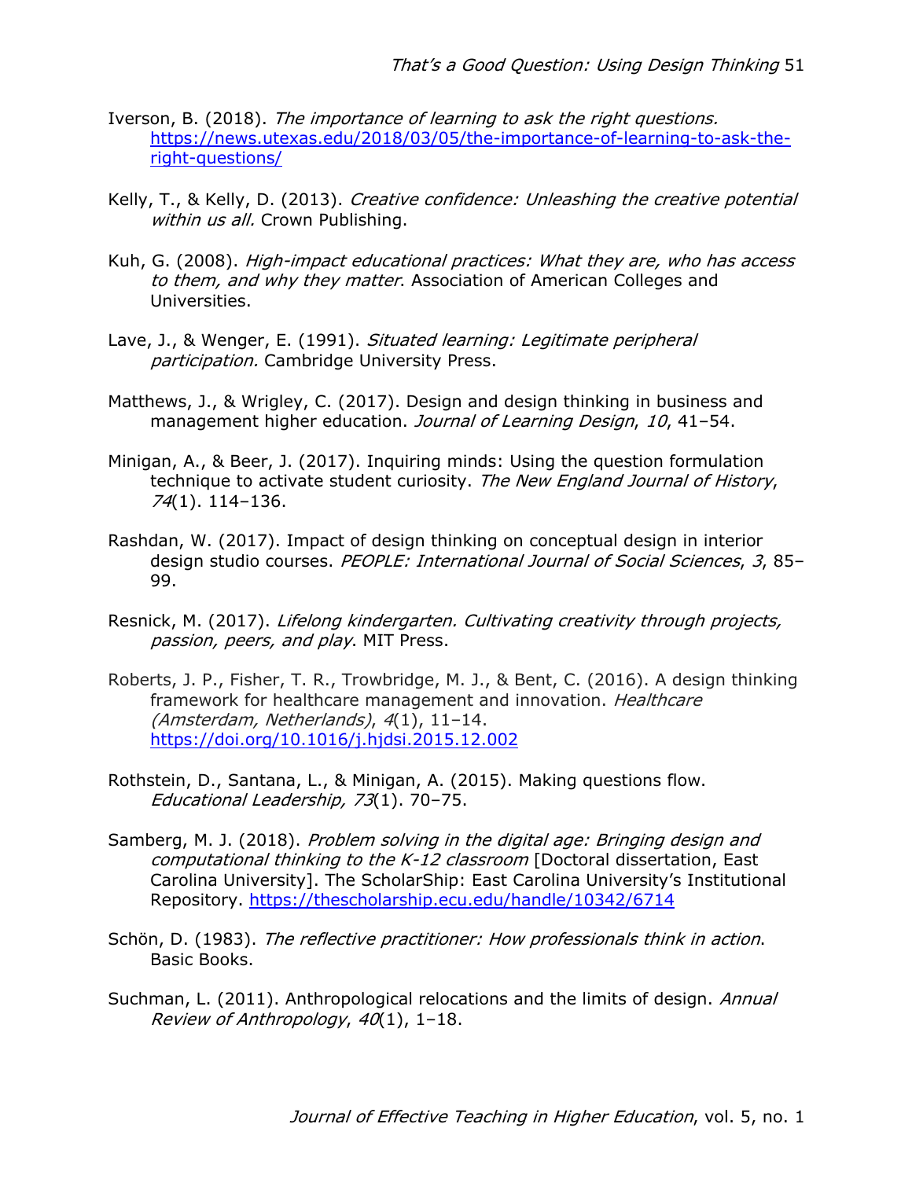Iverson, B. (2018). *The importance of learning to ask the right questions.* https://news.utexas.edu/2018/03/05/the-importance-of-learning-to-ask-the-right-questions/

Kelly, T., & Kelly, D. (2013). *Creative confidence: Unleashing the creative potential within us all.* Crown Publishing.

Kuh, G. (2008). *High-impact educational practices: What they are, who has access to them, and why they matter*. Association of American Colleges and Universities.

Lave, J., & Wenger, E. (1991). *Situated learning: Legitimate peripheral participation.* Cambridge University Press.

Matthews, J., & Wrigley, C. (2017). Design and design thinking in business and management higher education. *Journal of Learning Design*, *10*, 41–54.

Minigan, A., & Beer, J. (2017). Inquiring minds: Using the question formulation technique to activate student curiosity. *The New England Journal of History*, *74*(1). 114–136.

Rashdan, W. (2017). Impact of design thinking on conceptual design in interior design studio courses. *PEOPLE: International Journal of Social Sciences*, *3*, 85–99.

Resnick, M. (2017). *Lifelong kindergarten. Cultivating creativity through projects, passion, peers, and play*. MIT Press.

Roberts, J. P., Fisher, T. R., Trowbridge, M. J., & Bent, C. (2016). A design thinking framework for healthcare management and innovation. *Healthcare (Amsterdam, Netherlands)*, *4*(1), 11–14. https://doi.org/10.1016/j.hjdsi.2015.12.002

Rothstein, D., Santana, L., & Minigan, A. (2015). Making questions flow. *Educational Leadership, 73*(1). 70–75.

Samberg, M. J. (2018). *Problem solving in the digital age: Bringing design and computational thinking to the K-12 classroom* [Doctoral dissertation, East Carolina University]. The ScholarShip: East Carolina University's Institutional Repository. https://thescholarship.ecu.edu/handle/10342/6714

Schön, D. (1983). *The reflective practitioner: How professionals think in action*. Basic Books.

Suchman, L. (2011). Anthropological relocations and the limits of design. *Annual Review of Anthropology*, *40*(1), 1–18.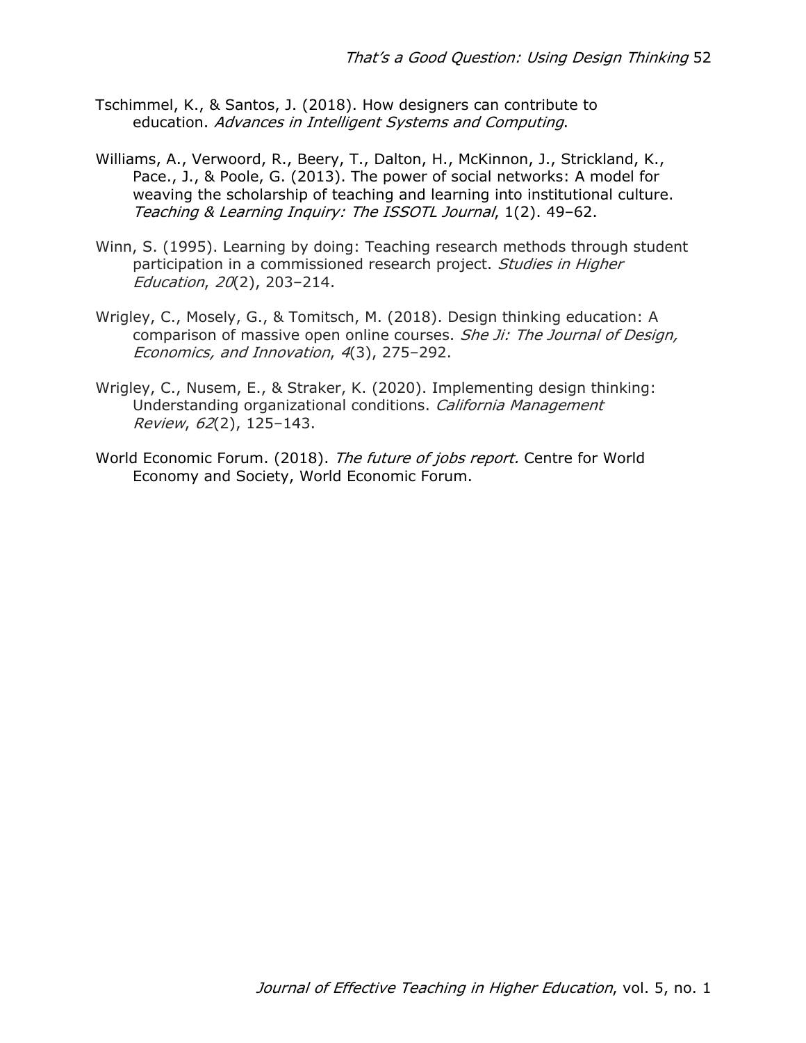Tschimmel, K., & Santos, J. (2018). How designers can contribute to education. *Advances in Intelligent Systems and Computing*.

Williams, A., Verwoord, R., Beery, T., Dalton, H., McKinnon, J., Strickland, K., Pace., J., & Poole, G. (2013). The power of social networks: A model for weaving the scholarship of teaching and learning into institutional culture. *Teaching & Learning Inquiry: The ISSOTL Journal*, 1(2). 49–62.

Winn, S. (1995). Learning by doing: Teaching research methods through student participation in a commissioned research project. *Studies in Higher Education*, *20*(2), 203–214.

Wrigley, C., Mosely, G., & Tomitsch, M. (2018). Design thinking education: A comparison of massive open online courses. *She Ji: The Journal of Design, Economics, and Innovation*, *4*(3), 275–292.

Wrigley, C., Nusem, E., & Straker, K. (2020). Implementing design thinking: Understanding organizational conditions. *California Management Review*, *62*(2), 125–143.

World Economic Forum. (2018). *The future of jobs report.* Centre for World Economy and Society, World Economic Forum.